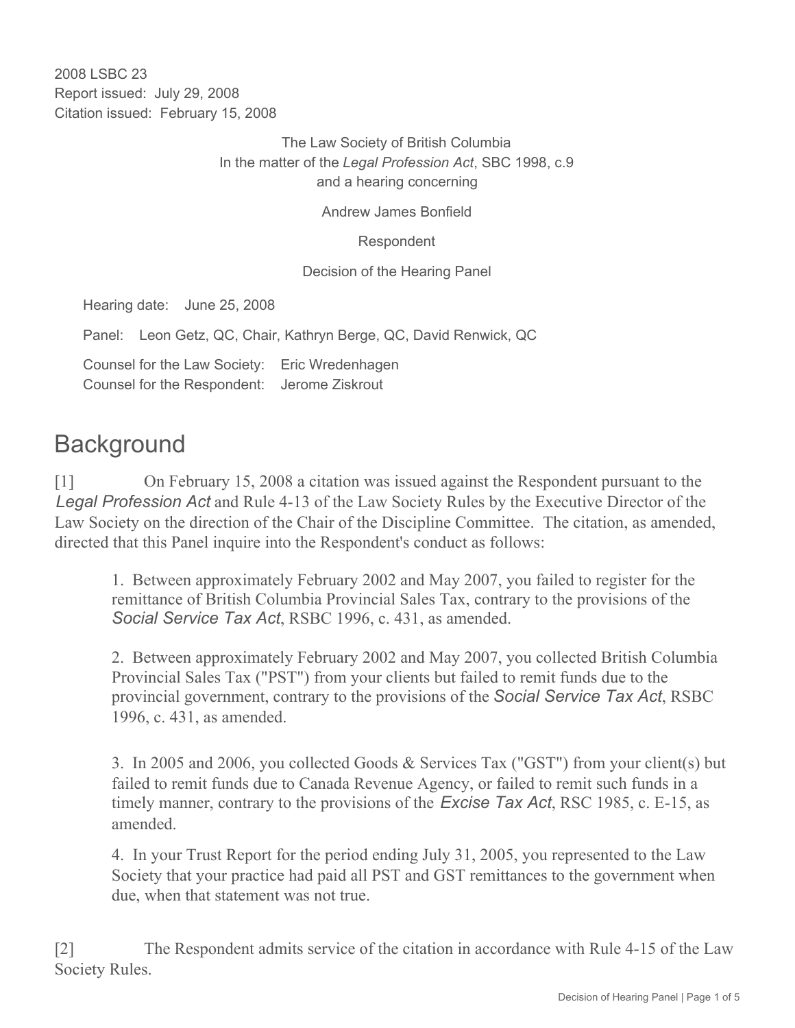2008 LSBC 23
Report issued: July 29, 2008
Citation issued: February 15, 2008

The Law Society of British Columbia
In the matter of the *Legal Profession Act*, SBC 1998, c.9
and a hearing concerning

Andrew James Bonfield

Respondent

Decision of the Hearing Panel

Hearing date: June 25, 2008

Panel: Leon Getz, QC, Chair, Kathryn Berge, QC, David Renwick, QC

Counsel for the Law Society: Eric Wredenhagen
Counsel for the Respondent: Jerome Ziskrout

# Background

[1] On February 15, 2008 a citation was issued against the Respondent pursuant to the *Legal Profession Act* and Rule 4-13 of the Law Society Rules by the Executive Director of the Law Society on the direction of the Chair of the Discipline Committee. The citation, as amended, directed that this Panel inquire into the Respondent's conduct as follows:

> 1. Between approximately February 2002 and May 2007, you failed to register for the remittance of British Columbia Provincial Sales Tax, contrary to the provisions of the *Social Service Tax Act*, RSBC 1996, c. 431, as amended.
>
> 2. Between approximately February 2002 and May 2007, you collected British Columbia Provincial Sales Tax ("PST") from your clients but failed to remit funds due to the provincial government, contrary to the provisions of the *Social Service Tax Act*, RSBC 1996, c. 431, as amended.
>
> 3. In 2005 and 2006, you collected Goods & Services Tax ("GST") from your client(s) but failed to remit funds due to Canada Revenue Agency, or failed to remit such funds in a timely manner, contrary to the provisions of the *Excise Tax Act*, RSC 1985, c. E-15, as amended.
>
> 4. In your Trust Report for the period ending July 31, 2005, you represented to the Law Society that your practice had paid all PST and GST remittances to the government when due, when that statement was not true.

[2] The Respondent admits service of the citation in accordance with Rule 4-15 of the Law Society Rules.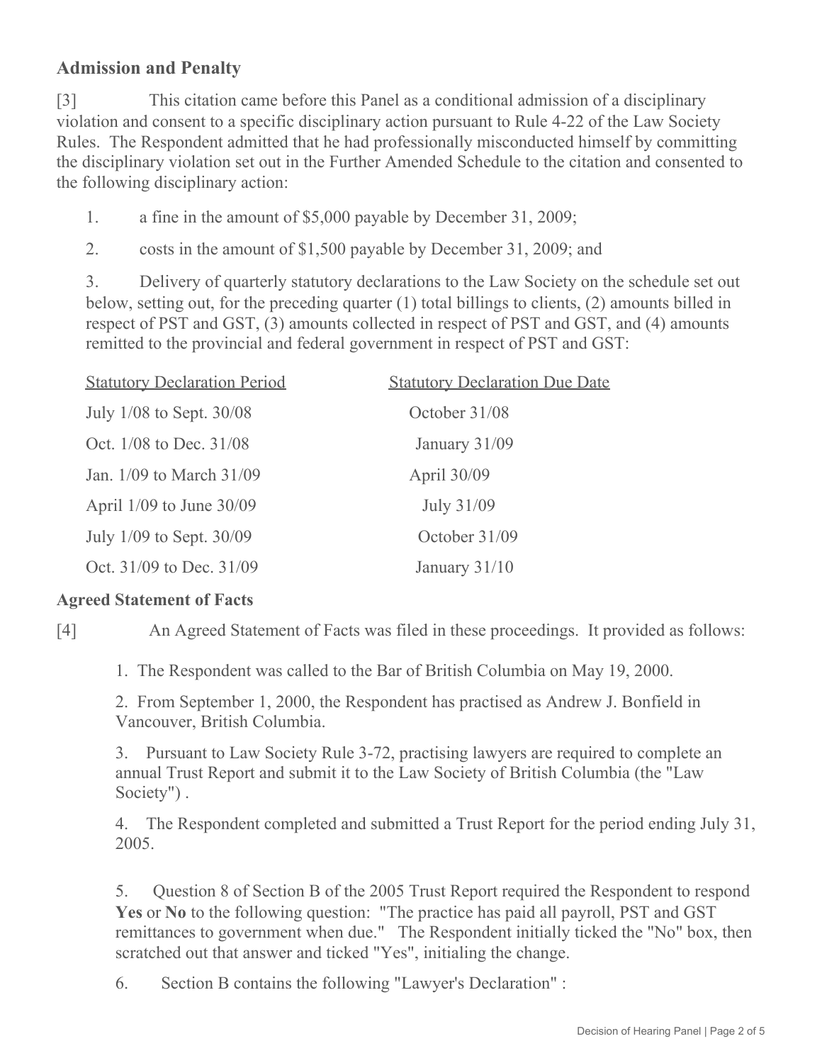## Admission and Penalty

[3] This citation came before this Panel as a conditional admission of a disciplinary violation and consent to a specific disciplinary action pursuant to Rule 4-22 of the Law Society Rules. The Respondent admitted that he had professionally misconducted himself by committing the disciplinary violation set out in the Further Amended Schedule to the citation and consented to the following disciplinary action:

1. a fine in the amount of $5,000 payable by December 31, 2009;
2. costs in the amount of $1,500 payable by December 31, 2009; and
3. Delivery of quarterly statutory declarations to the Law Society on the schedule set out below, setting out, for the preceding quarter (1) total billings to clients, (2) amounts billed in respect of PST and GST, (3) amounts collected in respect of PST and GST, and (4) amounts remitted to the provincial and federal government in respect of PST and GST:

| Statutory Declaration Period | Statutory Declaration Due Date |
|---|---|
| July 1/08 to Sept. 30/08 | October 31/08 |
| Oct. 1/08 to Dec. 31/08 | January 31/09 |
| Jan. 1/09 to March 31/09 | April 30/09 |
| April 1/09 to June 30/09 | July 31/09 |
| July 1/09 to Sept. 30/09 | October 31/09 |
| Oct. 31/09 to Dec. 31/09 | January 31/10 |

## Agreed Statement of Facts

[4] An Agreed Statement of Facts was filed in these proceedings. It provided as follows:

1. The Respondent was called to the Bar of British Columbia on May 19, 2000.

2. From September 1, 2000, the Respondent has practised as Andrew J. Bonfield in Vancouver, British Columbia.

3. Pursuant to Law Society Rule 3-72, practising lawyers are required to complete an annual Trust Report and submit it to the Law Society of British Columbia (the "Law Society") .

4. The Respondent completed and submitted a Trust Report for the period ending July 31, 2005.

5. Question 8 of Section B of the 2005 Trust Report required the Respondent to respond **Yes** or **No** to the following question: "The practice has paid all payroll, PST and GST remittances to government when due." The Respondent initially ticked the "No" box, then scratched out that answer and ticked "Yes", initialing the change.

6. Section B contains the following "Lawyer's Declaration" :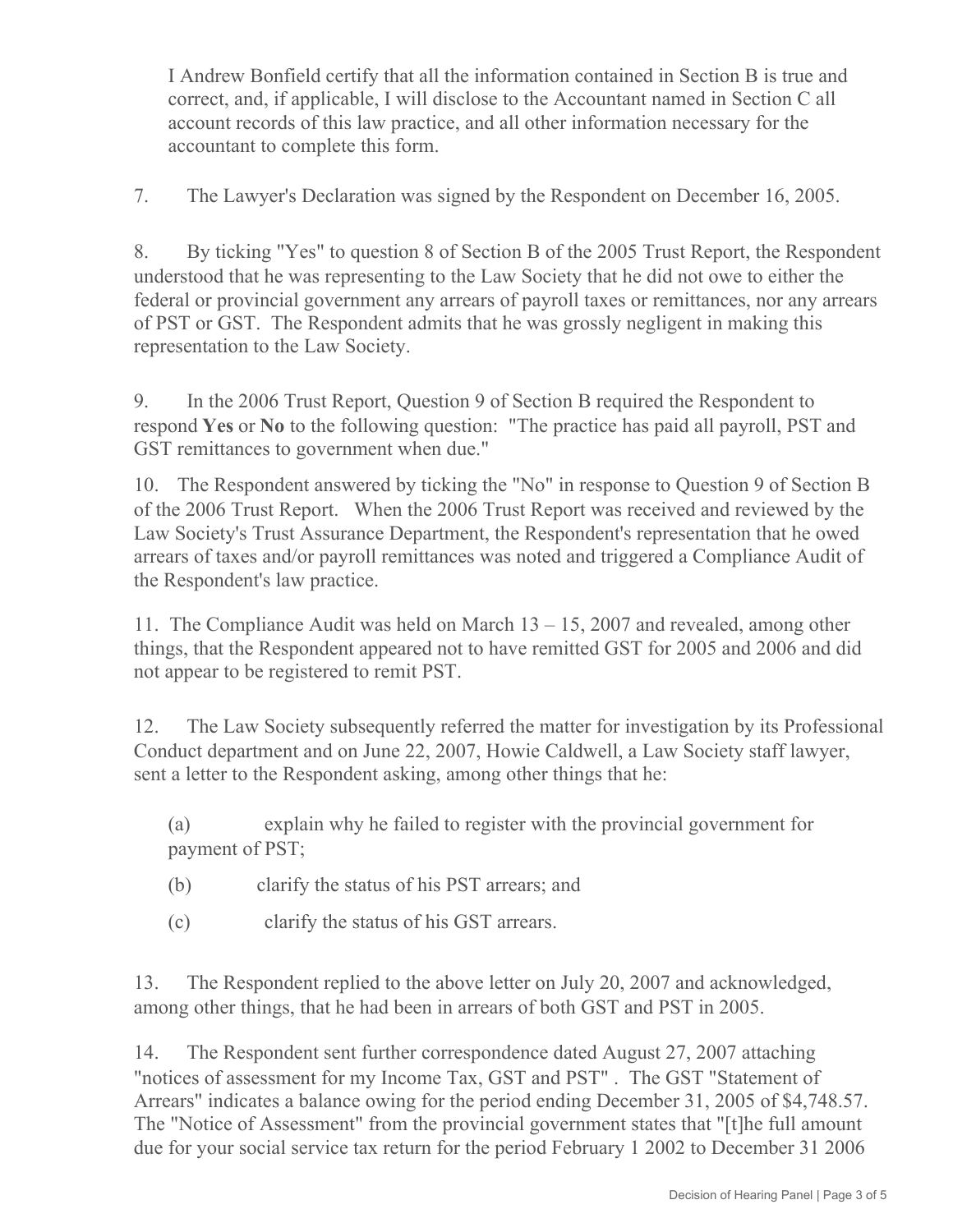I Andrew Bonfield certify that all the information contained in Section B is true and correct, and, if applicable, I will disclose to the Accountant named in Section C all account records of this law practice, and all other information necessary for the accountant to complete this form.

7. The Lawyer's Declaration was signed by the Respondent on December 16, 2005.

8. By ticking "Yes" to question 8 of Section B of the 2005 Trust Report, the Respondent understood that he was representing to the Law Society that he did not owe to either the federal or provincial government any arrears of payroll taxes or remittances, nor any arrears of PST or GST. The Respondent admits that he was grossly negligent in making this representation to the Law Society.

9. In the 2006 Trust Report, Question 9 of Section B required the Respondent to respond **Yes** or **No** to the following question: "The practice has paid all payroll, PST and GST remittances to government when due."

10. The Respondent answered by ticking the "No" in response to Question 9 of Section B of the 2006 Trust Report. When the 2006 Trust Report was received and reviewed by the Law Society's Trust Assurance Department, the Respondent's representation that he owed arrears of taxes and/or payroll remittances was noted and triggered a Compliance Audit of the Respondent's law practice.

11. The Compliance Audit was held on March 13 – 15, 2007 and revealed, among other things, that the Respondent appeared not to have remitted GST for 2005 and 2006 and did not appear to be registered to remit PST.

12. The Law Society subsequently referred the matter for investigation by its Professional Conduct department and on June 22, 2007, Howie Caldwell, a Law Society staff lawyer, sent a letter to the Respondent asking, among other things that he:

(a) explain why he failed to register with the provincial government for payment of PST;

(b) clarify the status of his PST arrears; and

(c) clarify the status of his GST arrears.

13. The Respondent replied to the above letter on July 20, 2007 and acknowledged, among other things, that he had been in arrears of both GST and PST in 2005.

14. The Respondent sent further correspondence dated August 27, 2007 attaching "notices of assessment for my Income Tax, GST and PST" . The GST "Statement of Arrears" indicates a balance owing for the period ending December 31, 2005 of $4,748.57. The "Notice of Assessment" from the provincial government states that "[t]he full amount due for your social service tax return for the period February 1 2002 to December 31 2006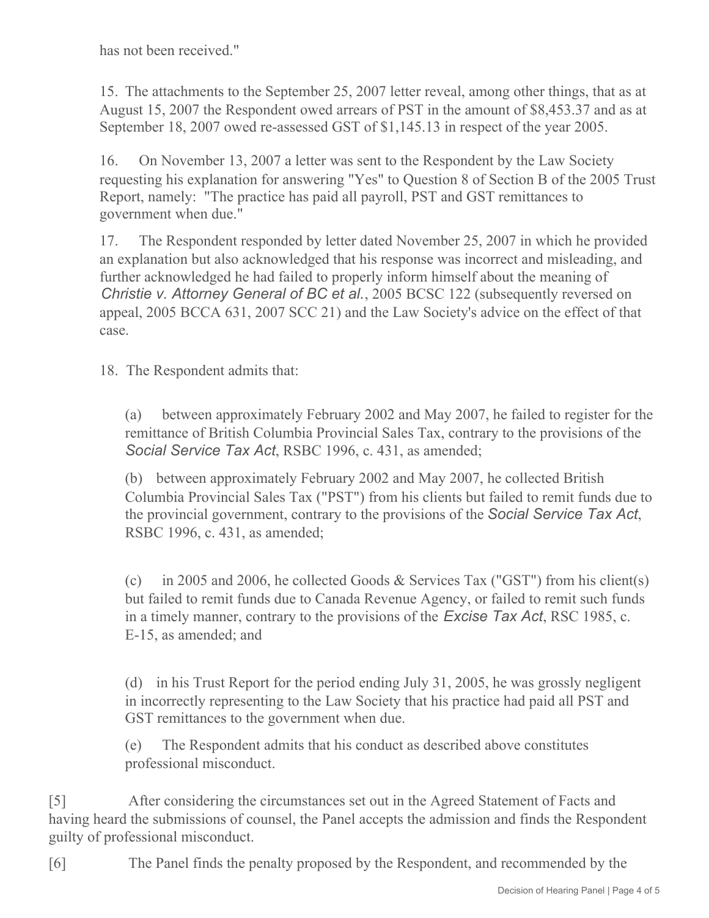has not been received."

15. The attachments to the September 25, 2007 letter reveal, among other things, that as at August 15, 2007 the Respondent owed arrears of PST in the amount of $8,453.37 and as at September 18, 2007 owed re-assessed GST of $1,145.13 in respect of the year 2005.

16. On November 13, 2007 a letter was sent to the Respondent by the Law Society requesting his explanation for answering "Yes" to Question 8 of Section B of the 2005 Trust Report, namely: "The practice has paid all payroll, PST and GST remittances to government when due."

17. The Respondent responded by letter dated November 25, 2007 in which he provided an explanation but also acknowledged that his response was incorrect and misleading, and further acknowledged he had failed to properly inform himself about the meaning of *Christie v. Attorney General of BC et al.*, 2005 BCSC 122 (subsequently reversed on appeal, 2005 BCCA 631, 2007 SCC 21) and the Law Society's advice on the effect of that case.

18. The Respondent admits that:

> (a) between approximately February 2002 and May 2007, he failed to register for the remittance of British Columbia Provincial Sales Tax, contrary to the provisions of the *Social Service Tax Act*, RSBC 1996, c. 431, as amended;
>
> (b) between approximately February 2002 and May 2007, he collected British Columbia Provincial Sales Tax ("PST") from his clients but failed to remit funds due to the provincial government, contrary to the provisions of the *Social Service Tax Act*, RSBC 1996, c. 431, as amended;
>
> (c) in 2005 and 2006, he collected Goods & Services Tax ("GST") from his client(s) but failed to remit funds due to Canada Revenue Agency, or failed to remit such funds in a timely manner, contrary to the provisions of the *Excise Tax Act*, RSC 1985, c. E-15, as amended; and
>
> (d) in his Trust Report for the period ending July 31, 2005, he was grossly negligent in incorrectly representing to the Law Society that his practice had paid all PST and GST remittances to the government when due.
>
> (e) The Respondent admits that his conduct as described above constitutes professional misconduct.

[5] After considering the circumstances set out in the Agreed Statement of Facts and having heard the submissions of counsel, the Panel accepts the admission and finds the Respondent guilty of professional misconduct.

[6] The Panel finds the penalty proposed by the Respondent, and recommended by the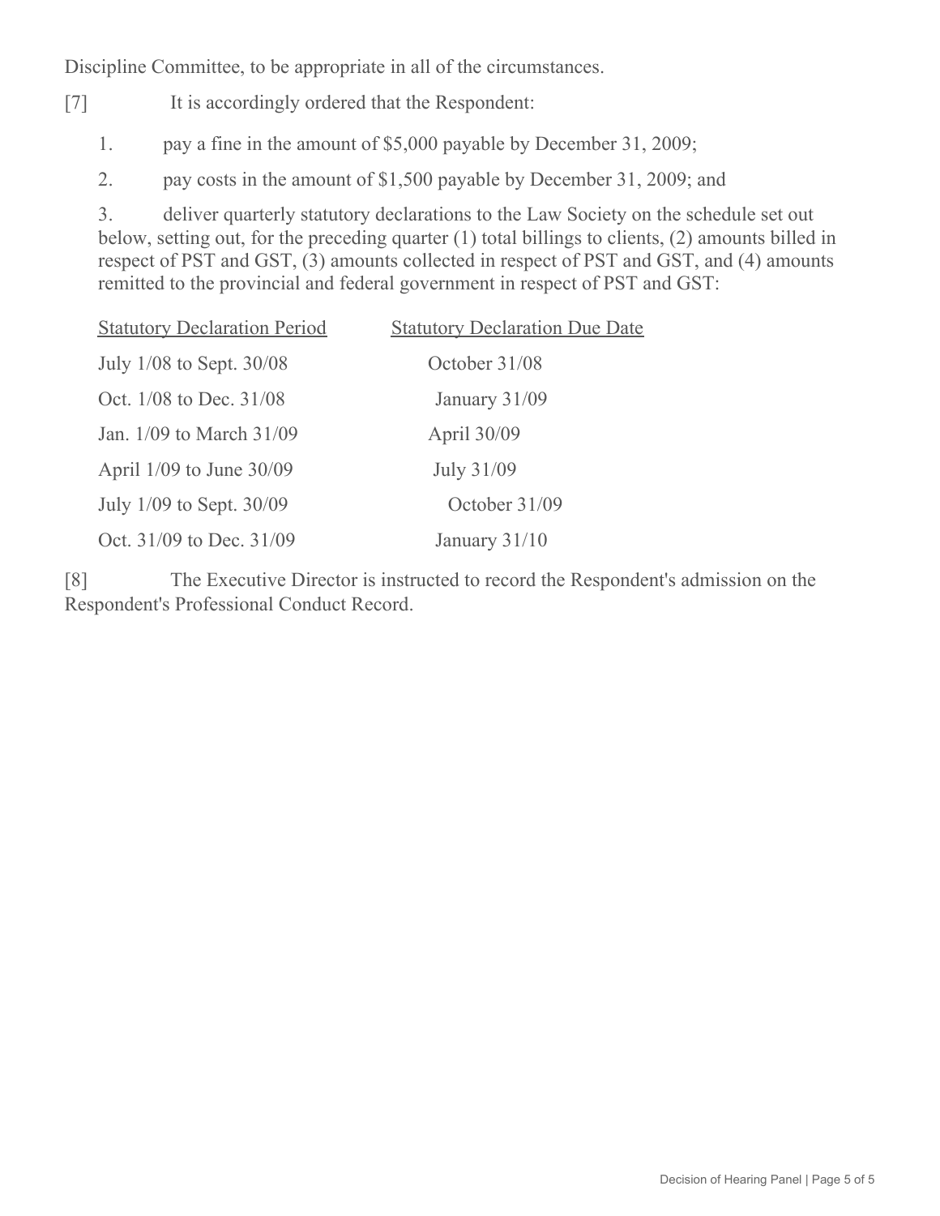Discipline Committee, to be appropriate in all of the circumstances.

[7] It is accordingly ordered that the Respondent:

1. pay a fine in the amount of $5,000 payable by December 31, 2009;

2. pay costs in the amount of $1,500 payable by December 31, 2009; and

3. deliver quarterly statutory declarations to the Law Society on the schedule set out below, setting out, for the preceding quarter (1) total billings to clients, (2) amounts billed in respect of PST and GST, (3) amounts collected in respect of PST and GST, and (4) amounts remitted to the provincial and federal government in respect of PST and GST:

| Statutory Declaration Period | Statutory Declaration Due Date |
| --- | --- |
| July 1/08 to Sept. 30/08 | October 31/08 |
| Oct. 1/08 to Dec. 31/08 | January 31/09 |
| Jan. 1/09 to March 31/09 | April 30/09 |
| April 1/09 to June 30/09 | July 31/09 |
| July 1/09 to Sept. 30/09 | October 31/09 |
| Oct. 31/09 to Dec. 31/09 | January 31/10 |

[8] The Executive Director is instructed to record the Respondent's admission on the Respondent's Professional Conduct Record.